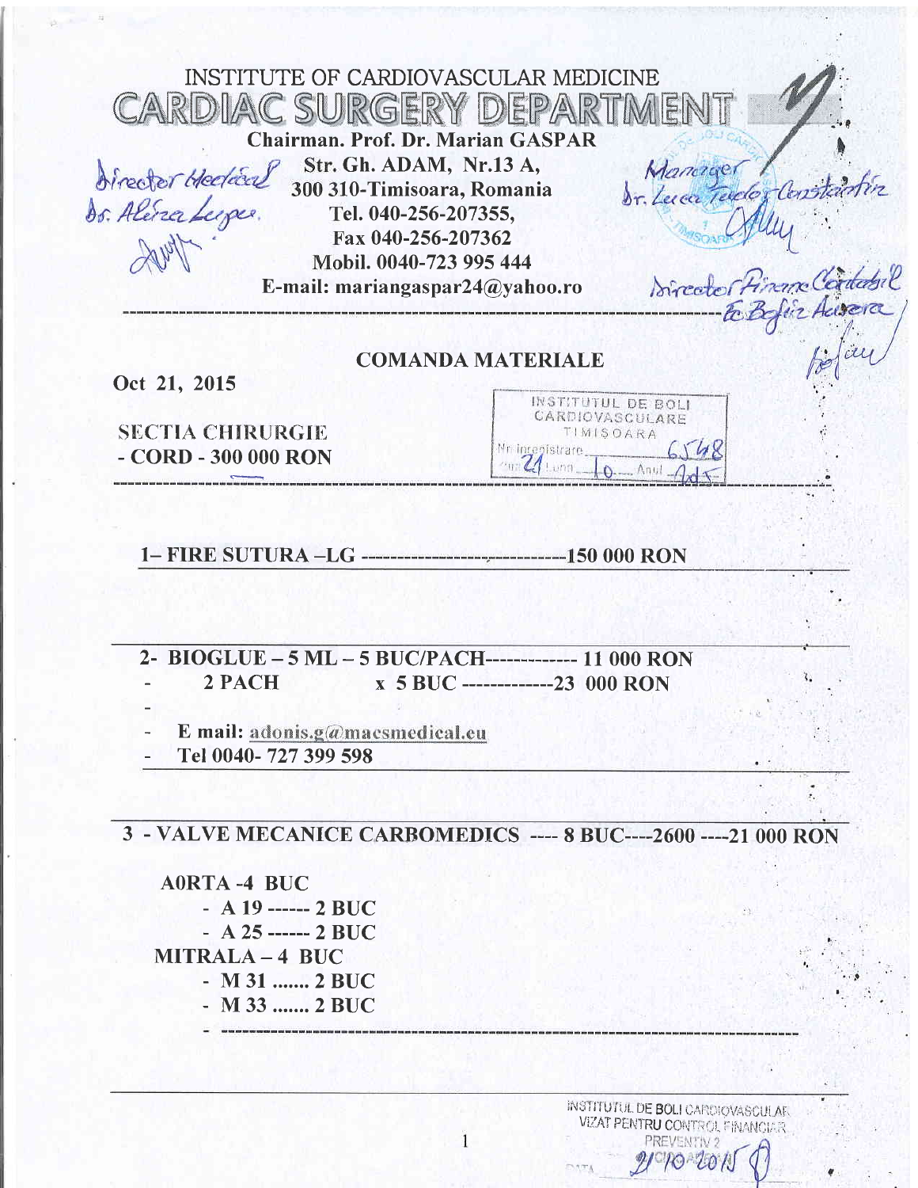INSTITUTE OF CARDIOVASCULAR MEDICINE

# CARDIAC SURGERY DEPARTMENT

**Chairman. Prof. Dr. Marian GASPAR**
**Str. Gh. ADAM, Nr.13 A,**
**300 310-Timisoara, Romania**
**Tel. 040-256-207355,**
**Fax 040-256-207362**
**Mobil. 0040-723 995 444**
**E-mail: mariangaspar24@yahoo.ro**

Director Medical
Dr. Alina Lupu

Manager
Dr. Luca Teodor Constantin

Director Financiar Contabil
Ec Bofan Aurora

---

## COMANDA MATERIALE

**Oct 21, 2015**

INSTITUTUL DE BOLI CARDIOVASCULARE TIMIŞOARA
Nr. inregistrare 6548
Ziua 21 Luna 10 Anul 2015

**SECTIA CHIRURGIE**
**- CORD - 300 000 RON**

---

**1– FIRE SUTURA –LG -----------------------------150 000 RON**

---

**2- BIOGLUE – 5 ML – 5 BUC/PACH------------- 11 000 RON**
- **2 PACH x 5 BUC -------------23 000 RON**
-
- **E mail: adonis.g@macsmedical.eu**
- **Tel 0040- 727 399 598**

---

**3 - VALVE MECANICE CARBOMEDICS ---- 8 BUC----2600 ----21 000 RON**

**A0RTA -4 BUC**
- **A 19 ------ 2 BUC**
- **A 25 ------ 2 BUC**

**MITRALA – 4 BUC**
- **M 31 ....... 2 BUC**
- **M 33 ....... 2 BUC**
- ----------------------------------------------------------------------------------------

INSTITUTUL DE BOLI CARDIOVASCULARE
VIZAT PENTRU CONTROL FINANCIAR PREVENTIV 2
DATA 21.10.2015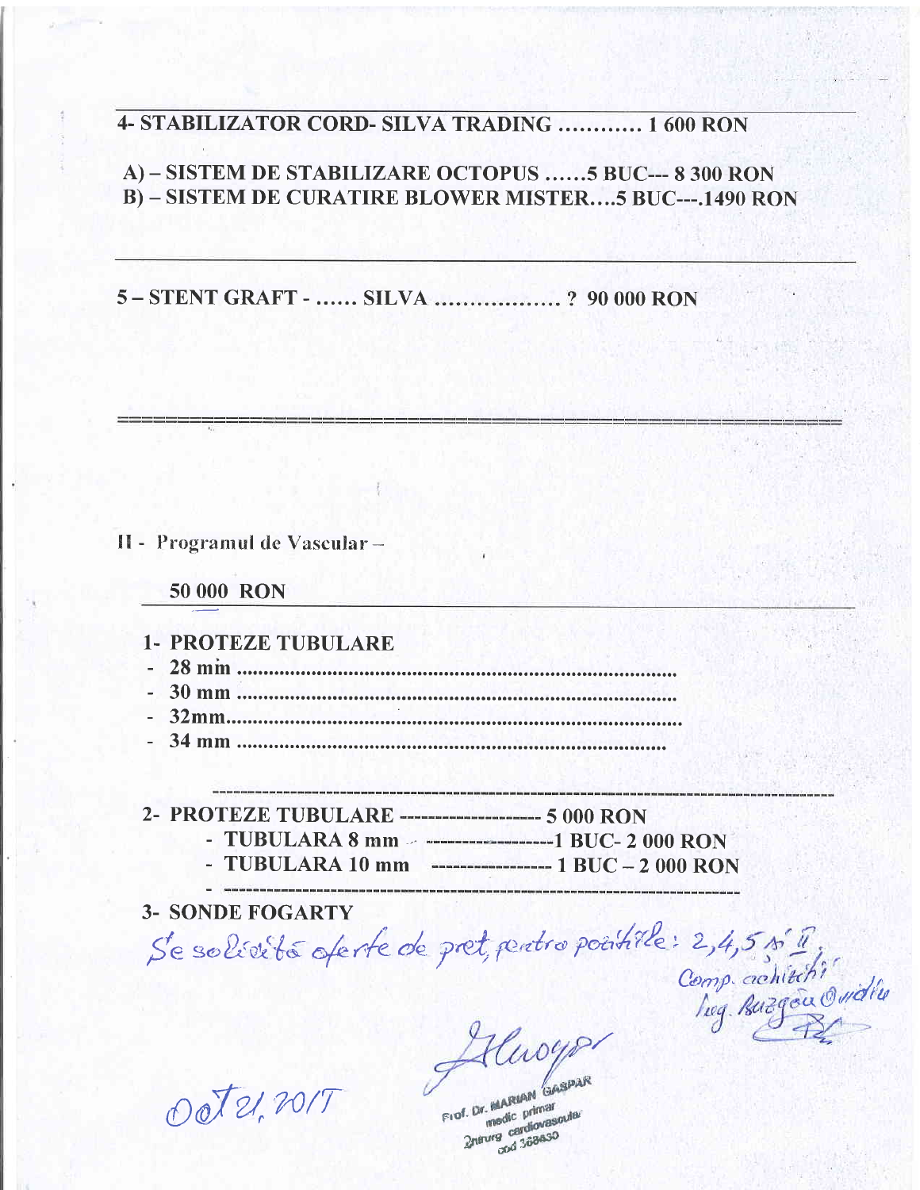**4- STABILIZATOR CORD- SILVA TRADING ………… 1 600 RON**

**A) – SISTEM DE STABILIZARE OCTOPUS ……5 BUC--- 8 300 RON**
**B) – SISTEM DE CURATIRE BLOWER MISTER….5 BUC---.1490 RON**

---

**5 – STENT GRAFT - …… SILVA ……………… ? 90 000 RON**

---

II - Programul de Vascular –

**50 000 RON**

---

**1- PROTEZE TUBULARE**

- **28 mm ………………………………………………………………………**
- **30 mm ………………………………………………………………………**
- **32mm…………………………………………………………………………**
- **34 mm ………………………………………………………………………**

---

**2- PROTEZE TUBULARE --------------------- 5 000 RON**

- **TUBULARA 8 mm ------------------1 BUC- 2 000 RON**
- **TUBULARA 10 mm ----------------- 1 BUC – 2 000 RON**
- ---------------------------------------------------------------------------

**3- SONDE FOGARTY**

*Se solicită oferte de preț, pentru pozițiile: 2,4,5 și II.*

*Comp. achiziții*
*Ing. Buzgău Ovidiu*

*Oct 21, 2017*

Prof. Dr. MARIAN GASPAR
medic primar
chirurg cardiovascular
cod 368430